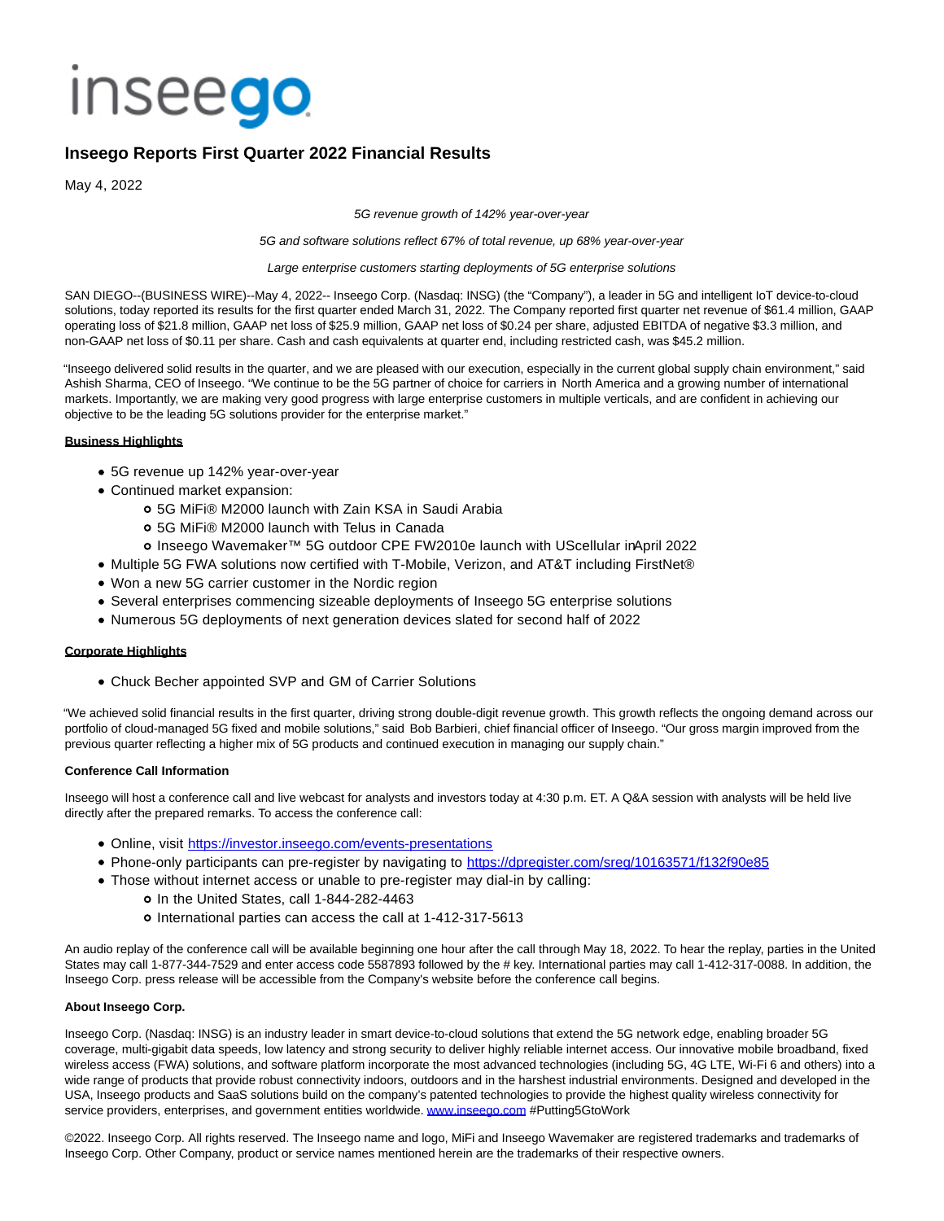inseego

# Inseego Reports First Quarter 2022 Financial Results

May 4, 2022

*5G revenue growth of 142% year-over-year*

*5G and software solutions reflect 67% of total revenue, up 68% year-over-year*

*Large enterprise customers starting deployments of 5G enterprise solutions*

SAN DIEGO--(BUSINESS WIRE)--May 4, 2022-- Inseego Corp. (Nasdaq: INSG) (the "Company"), a leader in 5G and intelligent IoT device-to-cloud solutions, today reported its results for the first quarter ended March 31, 2022. The Company reported first quarter net revenue of $61.4 million, GAAP operating loss of $21.8 million, GAAP net loss of $25.9 million, GAAP net loss of $0.24 per share, adjusted EBITDA of negative $3.3 million, and non-GAAP net loss of $0.11 per share. Cash and cash equivalents at quarter end, including restricted cash, was $45.2 million.

"Inseego delivered solid results in the quarter, and we are pleased with our execution, especially in the current global supply chain environment," said Ashish Sharma, CEO of Inseego. "We continue to be the 5G partner of choice for carriers in North America and a growing number of international markets. Importantly, we are making very good progress with large enterprise customers in multiple verticals, and are confident in achieving our objective to be the leading 5G solutions provider for the enterprise market."

**Business Highlights**

- 5G revenue up 142% year-over-year
- Continued market expansion:
  - 5G MiFi® M2000 launch with Zain KSA in Saudi Arabia
  - 5G MiFi® M2000 launch with Telus in Canada
  - Inseego Wavemaker™ 5G outdoor CPE FW2010e launch with UScellular in April 2022
- Multiple 5G FWA solutions now certified with T-Mobile, Verizon, and AT&T including FirstNet®
- Won a new 5G carrier customer in the Nordic region
- Several enterprises commencing sizeable deployments of Inseego 5G enterprise solutions
- Numerous 5G deployments of next generation devices slated for second half of 2022

**Corporate Highlights**

- Chuck Becher appointed SVP and GM of Carrier Solutions

"We achieved solid financial results in the first quarter, driving strong double-digit revenue growth. This growth reflects the ongoing demand across our portfolio of cloud-managed 5G fixed and mobile solutions," said Bob Barbieri, chief financial officer of Inseego. "Our gross margin improved from the previous quarter reflecting a higher mix of 5G products and continued execution in managing our supply chain."

**Conference Call Information**

Inseego will host a conference call and live webcast for analysts and investors today at 4:30 p.m. ET. A Q&A session with analysts will be held live directly after the prepared remarks. To access the conference call:

- Online, visit https://investor.inseego.com/events-presentations
- Phone-only participants can pre-register by navigating to https://dpregister.com/sreg/10163571/f132f90e85
- Those without internet access or unable to pre-register may dial-in by calling:
  - In the United States, call 1-844-282-4463
  - International parties can access the call at 1-412-317-5613

An audio replay of the conference call will be available beginning one hour after the call through May 18, 2022. To hear the replay, parties in the United States may call 1-877-344-7529 and enter access code 5587893 followed by the # key. International parties may call 1-412-317-0088. In addition, the Inseego Corp. press release will be accessible from the Company's website before the conference call begins.

**About Inseego Corp.**

Inseego Corp. (Nasdaq: INSG) is an industry leader in smart device-to-cloud solutions that extend the 5G network edge, enabling broader 5G coverage, multi-gigabit data speeds, low latency and strong security to deliver highly reliable internet access. Our innovative mobile broadband, fixed wireless access (FWA) solutions, and software platform incorporate the most advanced technologies (including 5G, 4G LTE, Wi-Fi 6 and others) into a wide range of products that provide robust connectivity indoors, outdoors and in the harshest industrial environments. Designed and developed in the USA, Inseego products and SaaS solutions build on the company's patented technologies to provide the highest quality wireless connectivity for service providers, enterprises, and government entities worldwide. www.inseego.com #Putting5GtoWork

©2022. Inseego Corp. All rights reserved. The Inseego name and logo, MiFi and Inseego Wavemaker are registered trademarks and trademarks of Inseego Corp. Other Company, product or service names mentioned herein are the trademarks of their respective owners.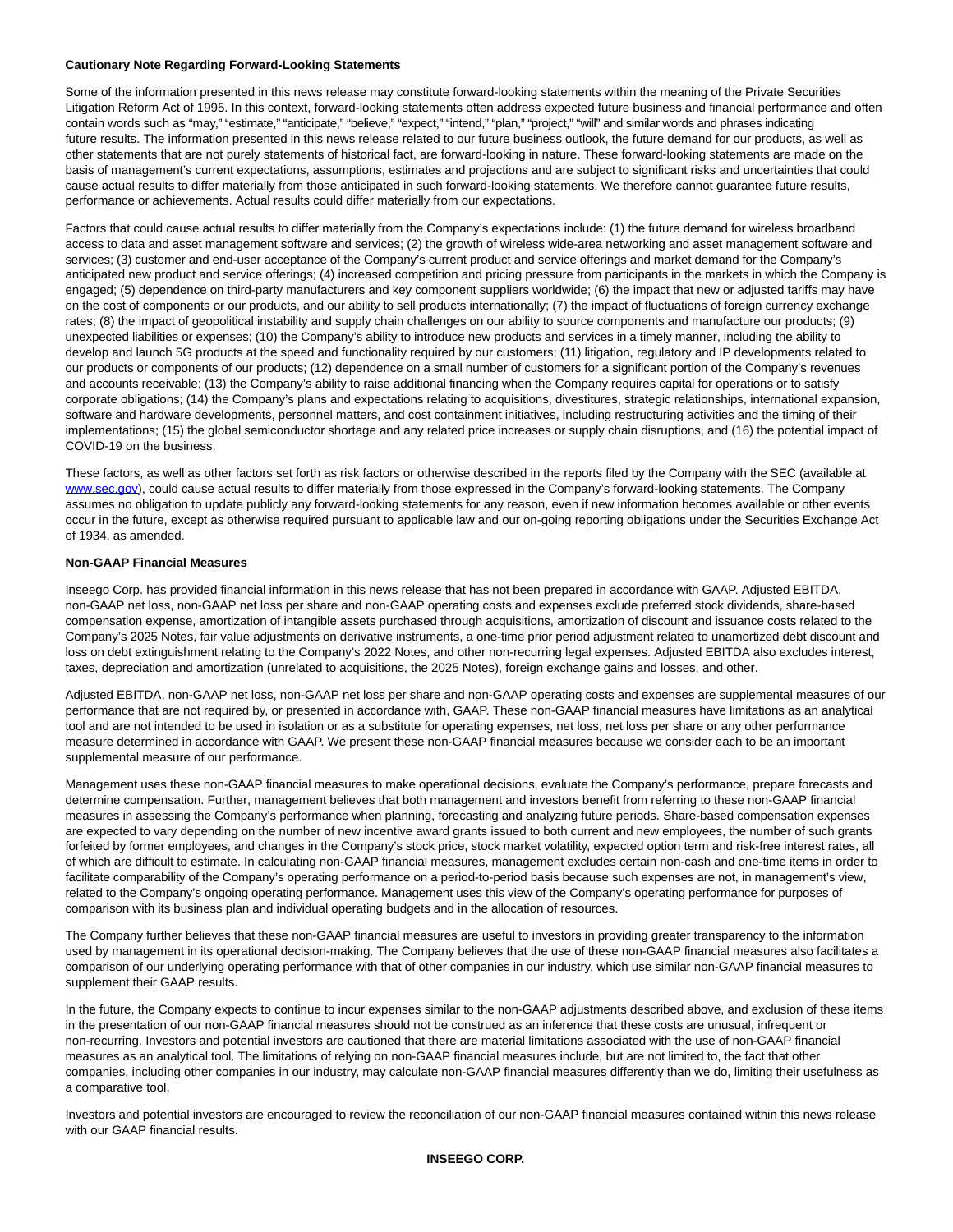**Cautionary Note Regarding Forward-Looking Statements**

Some of the information presented in this news release may constitute forward-looking statements within the meaning of the Private Securities Litigation Reform Act of 1995. In this context, forward-looking statements often address expected future business and financial performance and often contain words such as "may," "estimate," "anticipate," "believe," "expect," "intend," "plan," "project," "will" and similar words and phrases indicating future results. The information presented in this news release related to our future business outlook, the future demand for our products, as well as other statements that are not purely statements of historical fact, are forward-looking in nature. These forward-looking statements are made on the basis of management's current expectations, assumptions, estimates and projections and are subject to significant risks and uncertainties that could cause actual results to differ materially from those anticipated in such forward-looking statements. We therefore cannot guarantee future results, performance or achievements. Actual results could differ materially from our expectations.

Factors that could cause actual results to differ materially from the Company's expectations include: (1) the future demand for wireless broadband access to data and asset management software and services; (2) the growth of wireless wide-area networking and asset management software and services; (3) customer and end-user acceptance of the Company's current product and service offerings and market demand for the Company's anticipated new product and service offerings; (4) increased competition and pricing pressure from participants in the markets in which the Company is engaged; (5) dependence on third-party manufacturers and key component suppliers worldwide; (6) the impact that new or adjusted tariffs may have on the cost of components or our products, and our ability to sell products internationally; (7) the impact of fluctuations of foreign currency exchange rates; (8) the impact of geopolitical instability and supply chain challenges on our ability to source components and manufacture our products; (9) unexpected liabilities or expenses; (10) the Company's ability to introduce new products and services in a timely manner, including the ability to develop and launch 5G products at the speed and functionality required by our customers; (11) litigation, regulatory and IP developments related to our products or components of our products; (12) dependence on a small number of customers for a significant portion of the Company's revenues and accounts receivable; (13) the Company's ability to raise additional financing when the Company requires capital for operations or to satisfy corporate obligations; (14) the Company's plans and expectations relating to acquisitions, divestitures, strategic relationships, international expansion, software and hardware developments, personnel matters, and cost containment initiatives, including restructuring activities and the timing of their implementations; (15) the global semiconductor shortage and any related price increases or supply chain disruptions, and (16) the potential impact of COVID-19 on the business.

These factors, as well as other factors set forth as risk factors or otherwise described in the reports filed by the Company with the SEC (available at www.sec.gov), could cause actual results to differ materially from those expressed in the Company's forward-looking statements. The Company assumes no obligation to update publicly any forward-looking statements for any reason, even if new information becomes available or other events occur in the future, except as otherwise required pursuant to applicable law and our on-going reporting obligations under the Securities Exchange Act of 1934, as amended.

**Non-GAAP Financial Measures**

Inseego Corp. has provided financial information in this news release that has not been prepared in accordance with GAAP. Adjusted EBITDA, non-GAAP net loss, non-GAAP net loss per share and non-GAAP operating costs and expenses exclude preferred stock dividends, share-based compensation expense, amortization of intangible assets purchased through acquisitions, amortization of discount and issuance costs related to the Company's 2025 Notes, fair value adjustments on derivative instruments, a one-time prior period adjustment related to unamortized debt discount and loss on debt extinguishment relating to the Company's 2022 Notes, and other non-recurring legal expenses. Adjusted EBITDA also excludes interest, taxes, depreciation and amortization (unrelated to acquisitions, the 2025 Notes), foreign exchange gains and losses, and other.

Adjusted EBITDA, non-GAAP net loss, non-GAAP net loss per share and non-GAAP operating costs and expenses are supplemental measures of our performance that are not required by, or presented in accordance with, GAAP. These non-GAAP financial measures have limitations as an analytical tool and are not intended to be used in isolation or as a substitute for operating expenses, net loss, net loss per share or any other performance measure determined in accordance with GAAP. We present these non-GAAP financial measures because we consider each to be an important supplemental measure of our performance.

Management uses these non-GAAP financial measures to make operational decisions, evaluate the Company's performance, prepare forecasts and determine compensation. Further, management believes that both management and investors benefit from referring to these non-GAAP financial measures in assessing the Company's performance when planning, forecasting and analyzing future periods. Share-based compensation expenses are expected to vary depending on the number of new incentive award grants issued to both current and new employees, the number of such grants forfeited by former employees, and changes in the Company's stock price, stock market volatility, expected option term and risk-free interest rates, all of which are difficult to estimate. In calculating non-GAAP financial measures, management excludes certain non-cash and one-time items in order to facilitate comparability of the Company's operating performance on a period-to-period basis because such expenses are not, in management's view, related to the Company's ongoing operating performance. Management uses this view of the Company's operating performance for purposes of comparison with its business plan and individual operating budgets and in the allocation of resources.

The Company further believes that these non-GAAP financial measures are useful to investors in providing greater transparency to the information used by management in its operational decision-making. The Company believes that the use of these non-GAAP financial measures also facilitates a comparison of our underlying operating performance with that of other companies in our industry, which use similar non-GAAP financial measures to supplement their GAAP results.

In the future, the Company expects to continue to incur expenses similar to the non-GAAP adjustments described above, and exclusion of these items in the presentation of our non-GAAP financial measures should not be construed as an inference that these costs are unusual, infrequent or non-recurring. Investors and potential investors are cautioned that there are material limitations associated with the use of non-GAAP financial measures as an analytical tool. The limitations of relying on non-GAAP financial measures include, but are not limited to, the fact that other companies, including other companies in our industry, may calculate non-GAAP financial measures differently than we do, limiting their usefulness as a comparative tool.

Investors and potential investors are encouraged to review the reconciliation of our non-GAAP financial measures contained within this news release with our GAAP financial results.

**INSEEGO CORP.**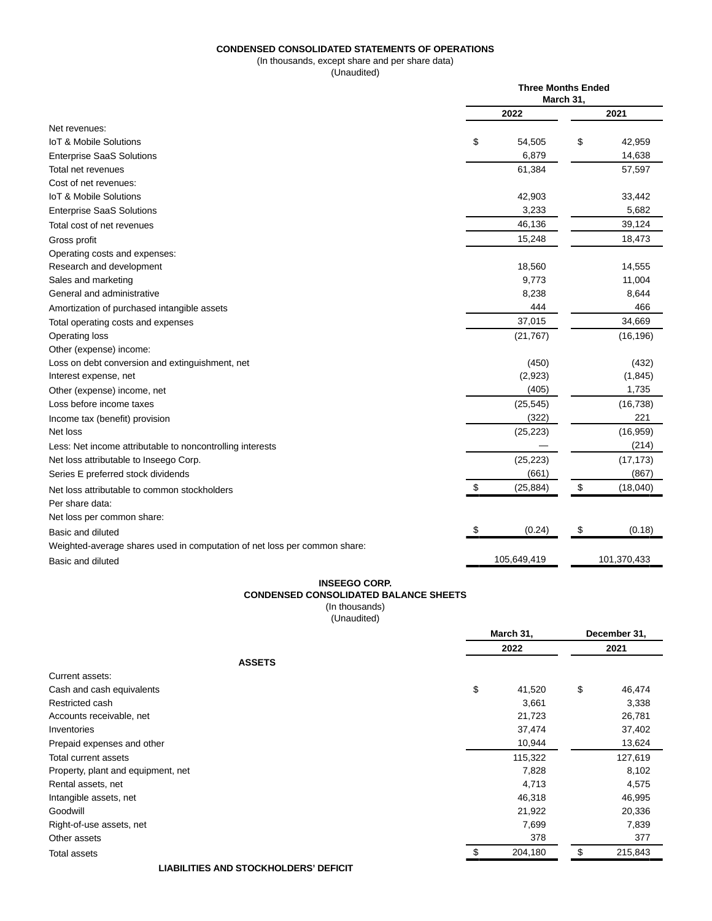**CONDENSED CONSOLIDATED STATEMENTS OF OPERATIONS**
(In thousands, except share and per share data)
(Unaudited)

| | Three Months Ended March 31, | |
|---|---|---|
| | 2022 | 2021 |
| Net revenues: | | |
| IoT & Mobile Solutions | $ 54,505 | $ 42,959 |
| Enterprise SaaS Solutions | 6,879 | 14,638 |
| Total net revenues | 61,384 | 57,597 |
| Cost of net revenues: | | |
| IoT & Mobile Solutions | 42,903 | 33,442 |
| Enterprise SaaS Solutions | 3,233 | 5,682 |
| Total cost of net revenues | 46,136 | 39,124 |
| Gross profit | 15,248 | 18,473 |
| Operating costs and expenses: | | |
| Research and development | 18,560 | 14,555 |
| Sales and marketing | 9,773 | 11,004 |
| General and administrative | 8,238 | 8,644 |
| Amortization of purchased intangible assets | 444 | 466 |
| Total operating costs and expenses | 37,015 | 34,669 |
| Operating loss | (21,767) | (16,196) |
| Other (expense) income: | | |
| Loss on debt conversion and extinguishment, net | (450) | (432) |
| Interest expense, net | (2,923) | (1,845) |
| Other (expense) income, net | (405) | 1,735 |
| Loss before income taxes | (25,545) | (16,738) |
| Income tax (benefit) provision | (322) | 221 |
| Net loss | (25,223) | (16,959) |
| Less: Net income attributable to noncontrolling interests | — | (214) |
| Net loss attributable to Inseego Corp. | (25,223) | (17,173) |
| Series E preferred stock dividends | (661) | (867) |
| Net loss attributable to common stockholders | $ (25,884) | $ (18,040) |
| Per share data: | | |
| Net loss per common share: | | |
| Basic and diluted | $ (0.24) | $ (0.18) |
| Weighted-average shares used in computation of net loss per common share: | | |
| Basic and diluted | 105,649,419 | 101,370,433 |

**INSEEGO CORP.**
**CONDENSED CONSOLIDATED BALANCE SHEETS**
(In thousands)
(Unaudited)

| | March 31, 2022 | December 31, 2021 |
|---|---|---|
| **ASSETS** | | |
| Current assets: | | |
| Cash and cash equivalents | $ 41,520 | $ 46,474 |
| Restricted cash | 3,661 | 3,338 |
| Accounts receivable, net | 21,723 | 26,781 |
| Inventories | 37,474 | 37,402 |
| Prepaid expenses and other | 10,944 | 13,624 |
| Total current assets | 115,322 | 127,619 |
| Property, plant and equipment, net | 7,828 | 8,102 |
| Rental assets, net | 4,713 | 4,575 |
| Intangible assets, net | 46,318 | 46,995 |
| Goodwill | 21,922 | 20,336 |
| Right-of-use assets, net | 7,699 | 7,839 |
| Other assets | 378 | 377 |
| Total assets | $ 204,180 | $ 215,843 |

**LIABILITIES AND STOCKHOLDERS' DEFICIT**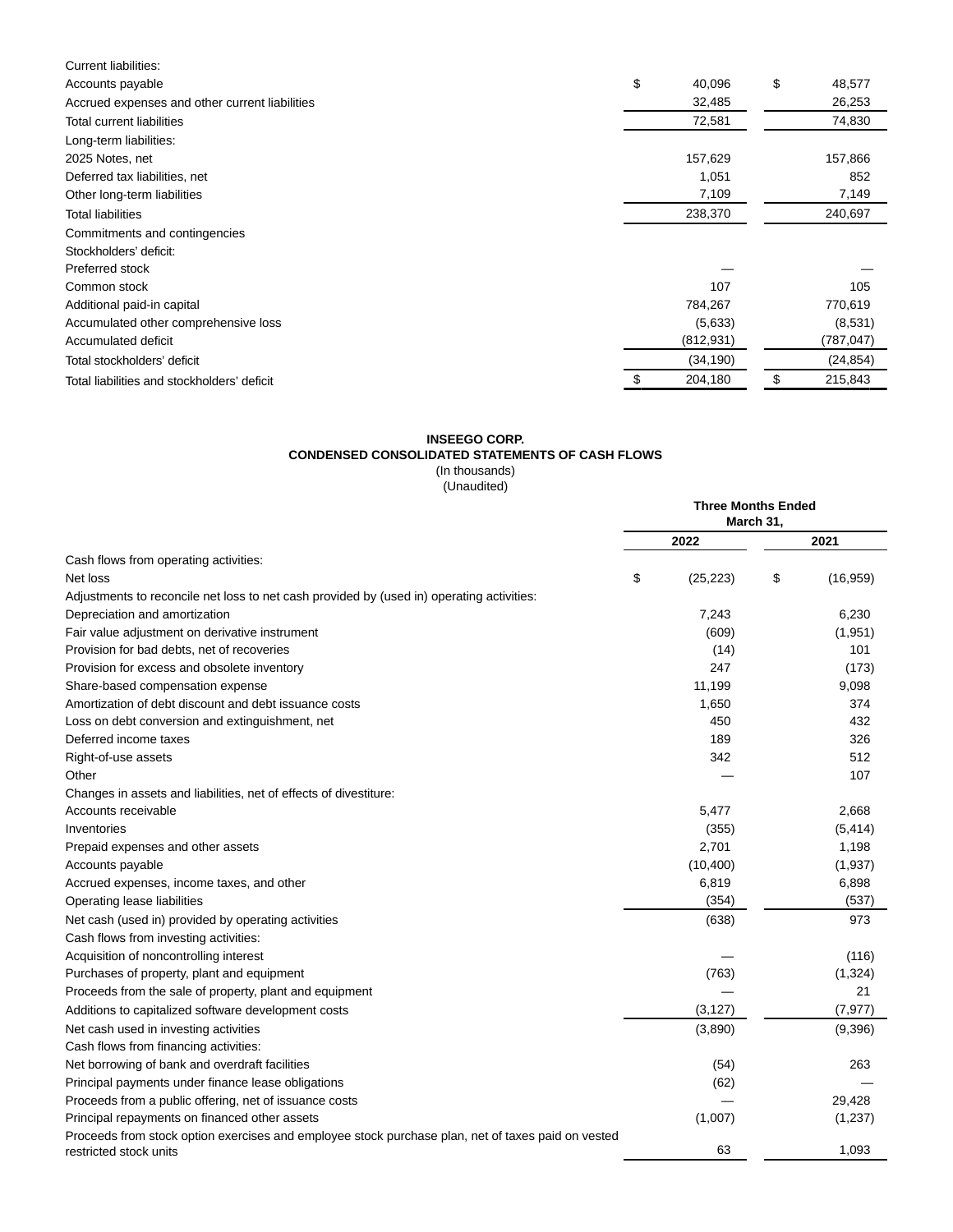| | | |
|---|---|---|
| Current liabilities: | | |
| Accounts payable | $ 40,096 | $ 48,577 |
| Accrued expenses and other current liabilities | 32,485 | 26,253 |
| Total current liabilities | 72,581 | 74,830 |
| Long-term liabilities: | | |
| 2025 Notes, net | 157,629 | 157,866 |
| Deferred tax liabilities, net | 1,051 | 852 |
| Other long-term liabilities | 7,109 | 7,149 |
| Total liabilities | 238,370 | 240,697 |
| Commitments and contingencies | | |
| Stockholders' deficit: | | |
| Preferred stock | — | — |
| Common stock | 107 | 105 |
| Additional paid-in capital | 784,267 | 770,619 |
| Accumulated other comprehensive loss | (5,633) | (8,531) |
| Accumulated deficit | (812,931) | (787,047) |
| Total stockholders' deficit | (34,190) | (24,854) |
| Total liabilities and stockholders' deficit | $ 204,180 | $ 215,843 |

**INSEEGO CORP.**
**CONDENSED CONSOLIDATED STATEMENTS OF CASH FLOWS**
(In thousands)
(Unaudited)

| | Three Months Ended March 31, | |
|---|---|---|
| | **2022** | **2021** |
| Cash flows from operating activities: | | |
| Net loss | $ (25,223) | $ (16,959) |
| Adjustments to reconcile net loss to net cash provided by (used in) operating activities: | | |
| Depreciation and amortization | 7,243 | 6,230 |
| Fair value adjustment on derivative instrument | (609) | (1,951) |
| Provision for bad debts, net of recoveries | (14) | 101 |
| Provision for excess and obsolete inventory | 247 | (173) |
| Share-based compensation expense | 11,199 | 9,098 |
| Amortization of debt discount and debt issuance costs | 1,650 | 374 |
| Loss on debt conversion and extinguishment, net | 450 | 432 |
| Deferred income taxes | 189 | 326 |
| Right-of-use assets | 342 | 512 |
| Other | — | 107 |
| Changes in assets and liabilities, net of effects of divestiture: | | |
| Accounts receivable | 5,477 | 2,668 |
| Inventories | (355) | (5,414) |
| Prepaid expenses and other assets | 2,701 | 1,198 |
| Accounts payable | (10,400) | (1,937) |
| Accrued expenses, income taxes, and other | 6,819 | 6,898 |
| Operating lease liabilities | (354) | (537) |
| Net cash (used in) provided by operating activities | (638) | 973 |
| Cash flows from investing activities: | | |
| Acquisition of noncontrolling interest | — | (116) |
| Purchases of property, plant and equipment | (763) | (1,324) |
| Proceeds from the sale of property, plant and equipment | — | 21 |
| Additions to capitalized software development costs | (3,127) | (7,977) |
| Net cash used in investing activities | (3,890) | (9,396) |
| Cash flows from financing activities: | | |
| Net borrowing of bank and overdraft facilities | (54) | 263 |
| Principal payments under finance lease obligations | (62) | — |
| Proceeds from a public offering, net of issuance costs | — | 29,428 |
| Principal repayments on financed other assets | (1,007) | (1,237) |
| Proceeds from stock option exercises and employee stock purchase plan, net of taxes paid on vested restricted stock units | 63 | 1,093 |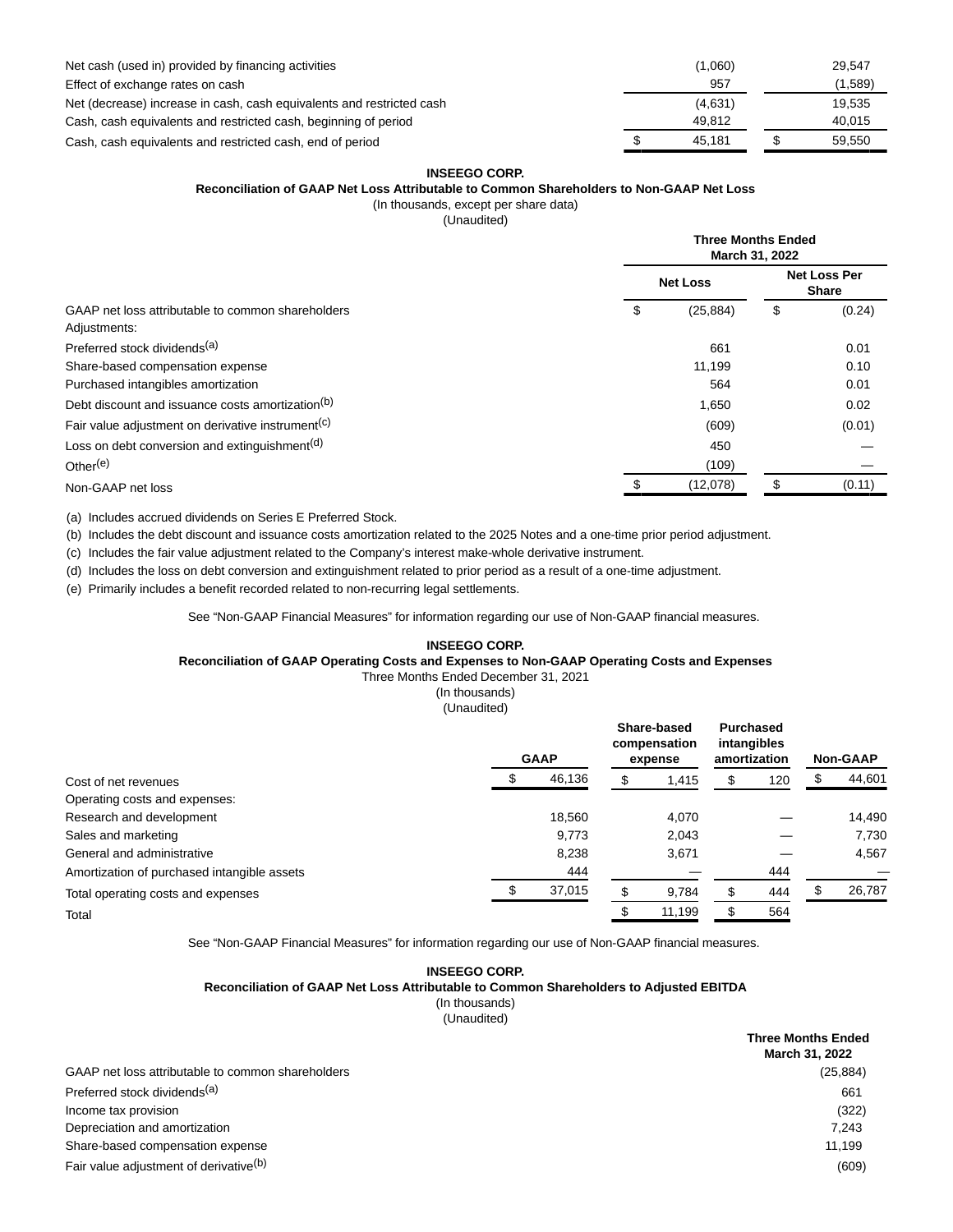| | | |
|---|---|---|
| Net cash (used in) provided by financing activities | (1,060) | 29,547 |
| Effect of exchange rates on cash | 957 | (1,589) |
| Net (decrease) increase in cash, cash equivalents and restricted cash | (4,631) | 19,535 |
| Cash, cash equivalents and restricted cash, beginning of period | 49,812 | 40,015 |
| Cash, cash equivalents and restricted cash, end of period | $ 45,181 | $ 59,550 |

**INSEEGO CORP.**

**Reconciliation of GAAP Net Loss Attributable to Common Shareholders to Non-GAAP Net Loss**

(In thousands, except per share data)

(Unaudited)

| | Three Months Ended March 31, 2022 | |
|---|---|---|
| | Net Loss | Net Loss Per Share |
| GAAP net loss attributable to common shareholders | $ (25,884) | $ (0.24) |
| Adjustments: | | |
| Preferred stock dividends[(a)] | 661 | 0.01 |
| Share-based compensation expense | 11,199 | 0.10 |
| Purchased intangibles amortization | 564 | 0.01 |
| Debt discount and issuance costs amortization[(b)] | 1,650 | 0.02 |
| Fair value adjustment on derivative instrument[(c)] | (609) | (0.01) |
| Loss on debt conversion and extinguishment[(d)] | 450 | — |
| Other[(e)] | (109) | — |
| Non-GAAP net loss | $ (12,078) | $ (0.11) |

(a) Includes accrued dividends on Series E Preferred Stock.

(b) Includes the debt discount and issuance costs amortization related to the 2025 Notes and a one-time prior period adjustment.

(c) Includes the fair value adjustment related to the Company's interest make-whole derivative instrument.

(d) Includes the loss on debt conversion and extinguishment related to prior period as a result of a one-time adjustment.

(e) Primarily includes a benefit recorded related to non-recurring legal settlements.

See "Non-GAAP Financial Measures" for information regarding our use of Non-GAAP financial measures.

**INSEEGO CORP.**

**Reconciliation of GAAP Operating Costs and Expenses to Non-GAAP Operating Costs and Expenses**

Three Months Ended December 31, 2021

(In thousands)

(Unaudited)

| | GAAP | Share-based compensation expense | Purchased intangibles amortization | Non-GAAP |
|---|---|---|---|---|
| Cost of net revenues | $ 46,136 | $ 1,415 | $ 120 | $ 44,601 |
| Operating costs and expenses: | | | | |
| Research and development | 18,560 | 4,070 | — | 14,490 |
| Sales and marketing | 9,773 | 2,043 | — | 7,730 |
| General and administrative | 8,238 | 3,671 | — | 4,567 |
| Amortization of purchased intangible assets | 444 | — | 444 | — |
| Total operating costs and expenses | $ 37,015 | $ 9,784 | $ 444 | $ 26,787 |
| Total | | $ 11,199 | $ 564 | |

See "Non-GAAP Financial Measures" for information regarding our use of Non-GAAP financial measures.

**INSEEGO CORP.**

**Reconciliation of GAAP Net Loss Attributable to Common Shareholders to Adjusted EBITDA**

(In thousands)

(Unaudited)

| | Three Months Ended March 31, 2022 |
|---|---|
| GAAP net loss attributable to common shareholders | (25,884) |
| Preferred stock dividends[(a)] | 661 |
| Income tax provision | (322) |
| Depreciation and amortization | 7,243 |
| Share-based compensation expense | 11,199 |
| Fair value adjustment of derivative[(b)] | (609) |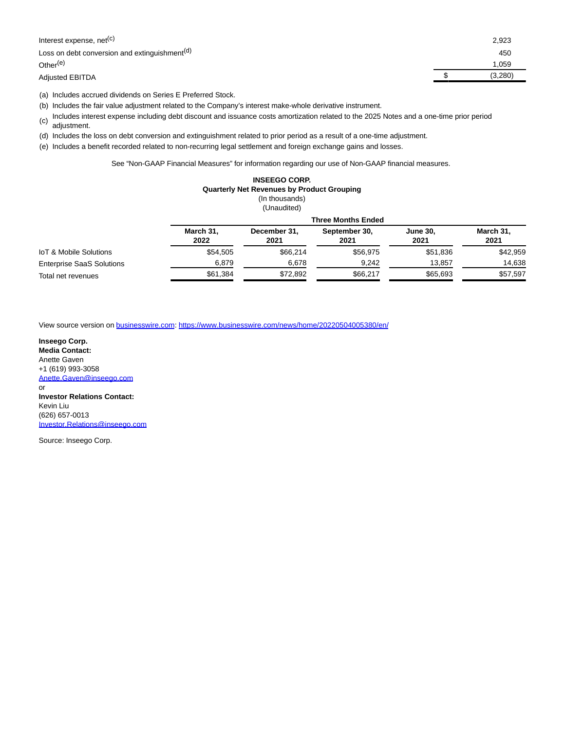| | |
|---|---|
| Interest expense, net[c] | 2,923 |
| Loss on debt conversion and extinguishment[d] | 450 |
| Other[e] | 1,059 |
| Adjusted EBITDA | $ (3,280) |

(a) Includes accrued dividends on Series E Preferred Stock.

(b) Includes the fair value adjustment related to the Company's interest make-whole derivative instrument.

(c) Includes interest expense including debt discount and issuance costs amortization related to the 2025 Notes and a one-time prior period adjustment.

(d) Includes the loss on debt conversion and extinguishment related to prior period as a result of a one-time adjustment.

(e) Includes a benefit recorded related to non-recurring legal settlement and foreign exchange gains and losses.

See "Non-GAAP Financial Measures" for information regarding our use of Non-GAAP financial measures.

**INSEEGO CORP.**
**Quarterly Net Revenues by Product Grouping**
(In thousands)
(Unaudited)

| | Three Months Ended | | | | |
|---|---|---|---|---|---|
| | **March 31, 2022** | **December 31, 2021** | **September 30, 2021** | **June 30, 2021** | **March 31, 2021** |
| IoT & Mobile Solutions | $54,505 | $66,214 | $56,975 | $51,836 | $42,959 |
| Enterprise SaaS Solutions | 6,879 | 6,678 | 9,242 | 13,857 | 14,638 |
| Total net revenues | $61,384 | $72,892 | $66,217 | $65,693 | $57,597 |

View source version on businesswire.com: https://www.businesswire.com/news/home/20220504005380/en/

**Inseego Corp.**
**Media Contact:**
Anette Gaven
+1 (619) 993-3058
Anette.Gaven@inseego.com
or
**Investor Relations Contact:**
Kevin Liu
(626) 657-0013
Investor.Relations@inseego.com

Source: Inseego Corp.